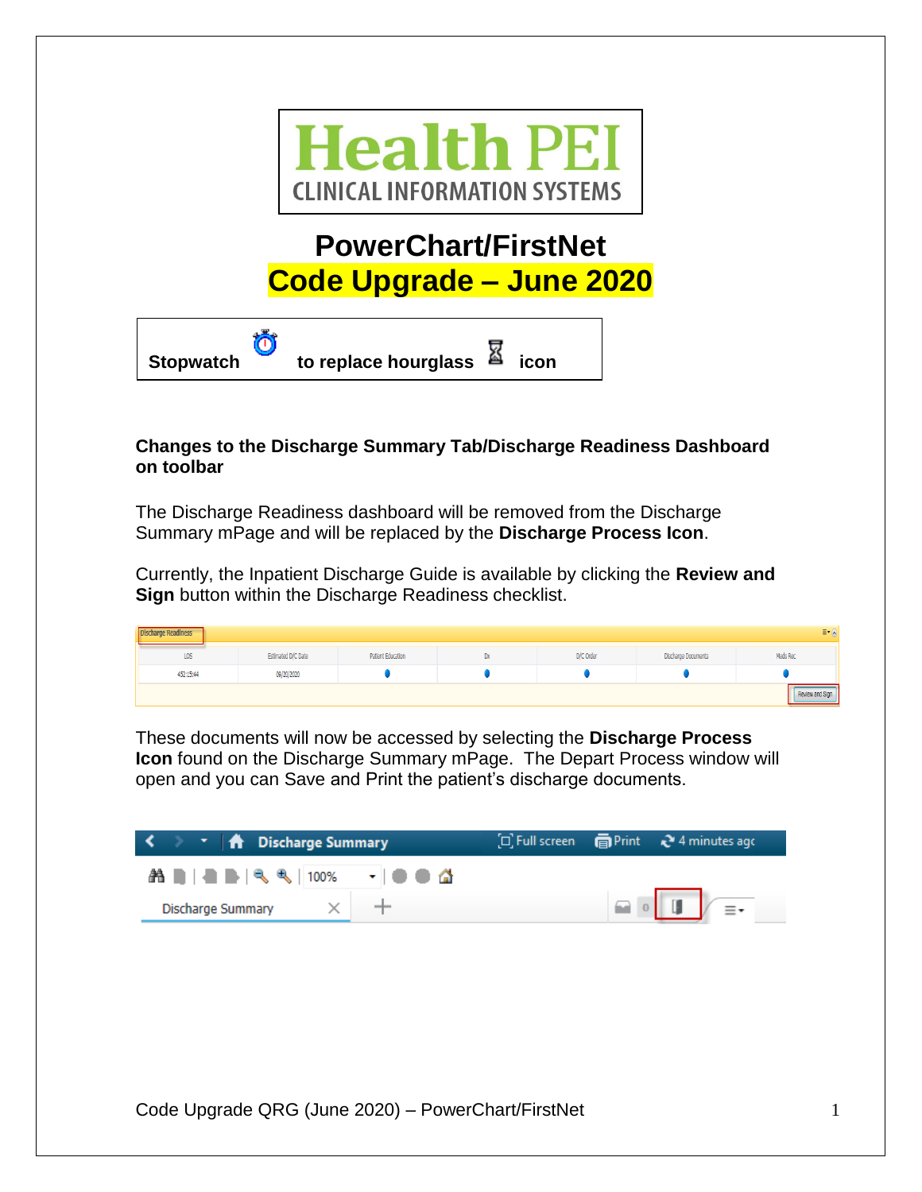**Health PEI**
**CLINICAL INFORMATION SYSTEMS**

# PowerChart/FirstNet
# Code Upgrade – June 2020

**Stopwatch to replace hourglass icon**

**Changes to the Discharge Summary Tab/Discharge Readiness Dashboard on toolbar**

The Discharge Readiness dashboard will be removed from the Discharge Summary mPage and will be replaced by the **Discharge Process Icon**.

Currently, the Inpatient Discharge Guide is available by clicking the **Review and Sign** button within the Discharge Readiness checklist.

These documents will now be accessed by selecting the **Discharge Process Icon** found on the Discharge Summary mPage. The Depart Process window will open and you can Save and Print the patient's discharge documents.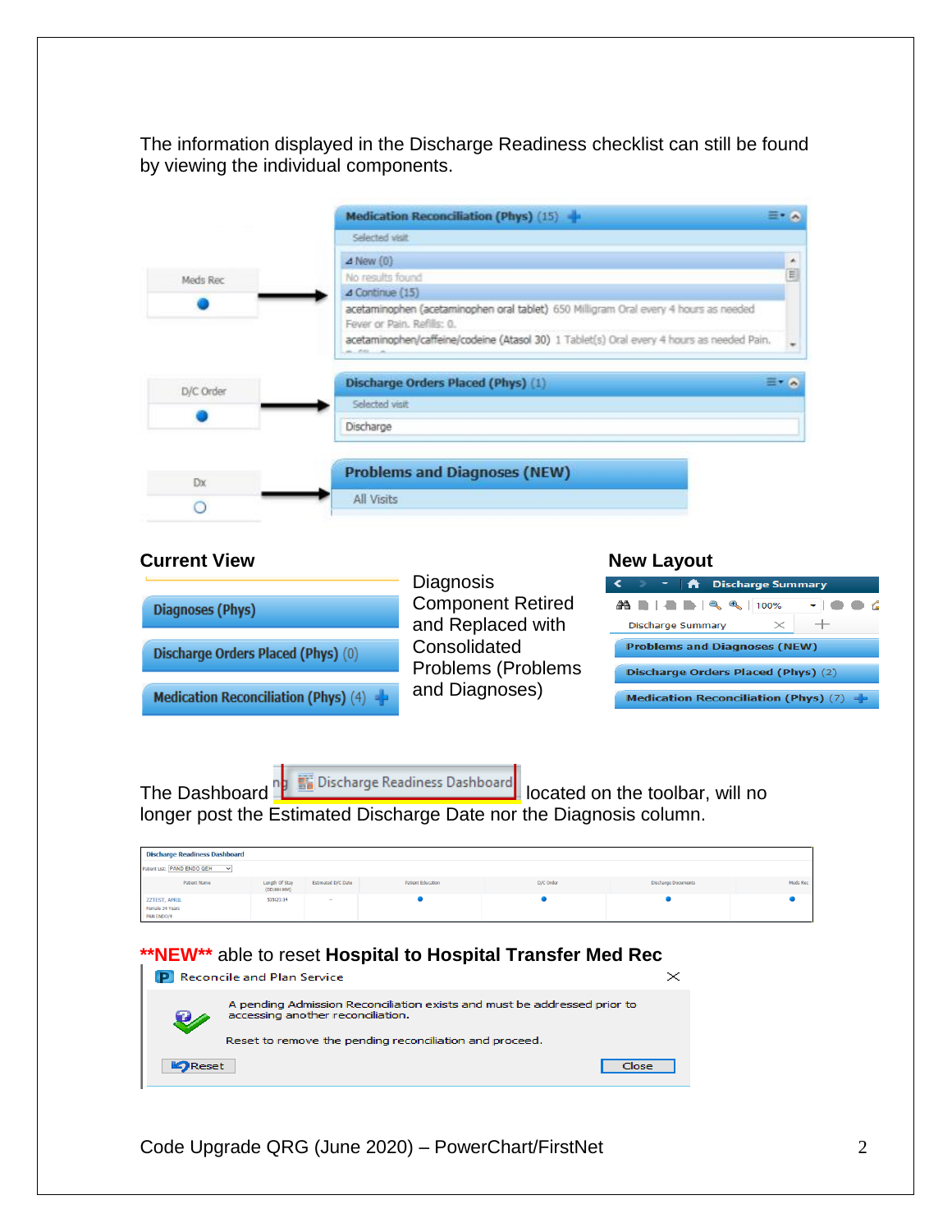The information displayed in the Discharge Readiness checklist can still be found by viewing the individual components.

**Current View**

Diagnosis Component Retired and Replaced with Consolidated Problems (Problems and Diagnoses)

**New Layout**

The Dashboard Discharge Readiness Dashboard located on the toolbar, will no longer post the Estimated Discharge Date nor the Diagnosis column.

****NEW**** able to reset **Hospital to Hospital Transfer Med Rec**

Code Upgrade QRG (June 2020) – PowerChart/FirstNet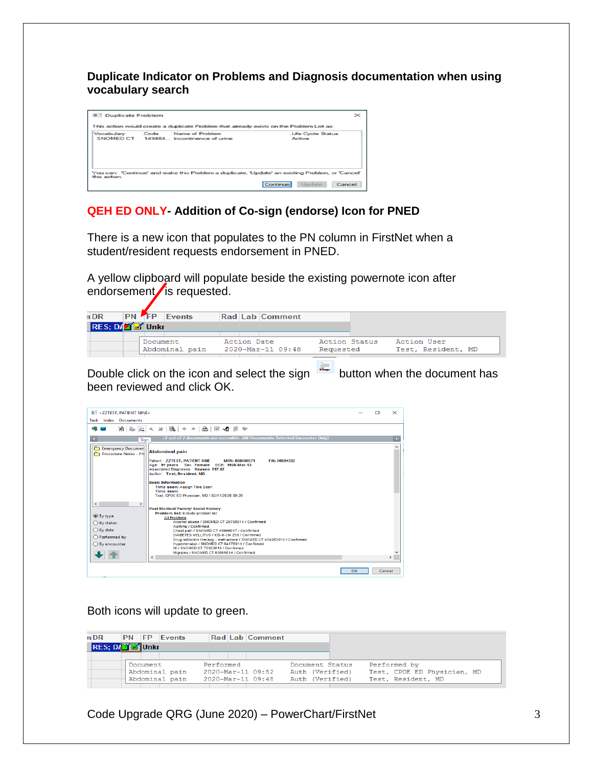**Duplicate Indicator on Problems and Diagnosis documentation when using vocabulary search**

**QEH ED ONLY- Addition of Co-sign (endorse) Icon for PNED**

There is a new icon that populates to the PN column in FirstNet when a student/resident requests endorsement in PNED.

A yellow clipboard will populate beside the existing powernote icon after endorsement is requested.

Double click on the icon and select the sign button when the document has been reviewed and click OK.

Both icons will update to green.

Code Upgrade QRG (June 2020) – PowerChart/FirstNet